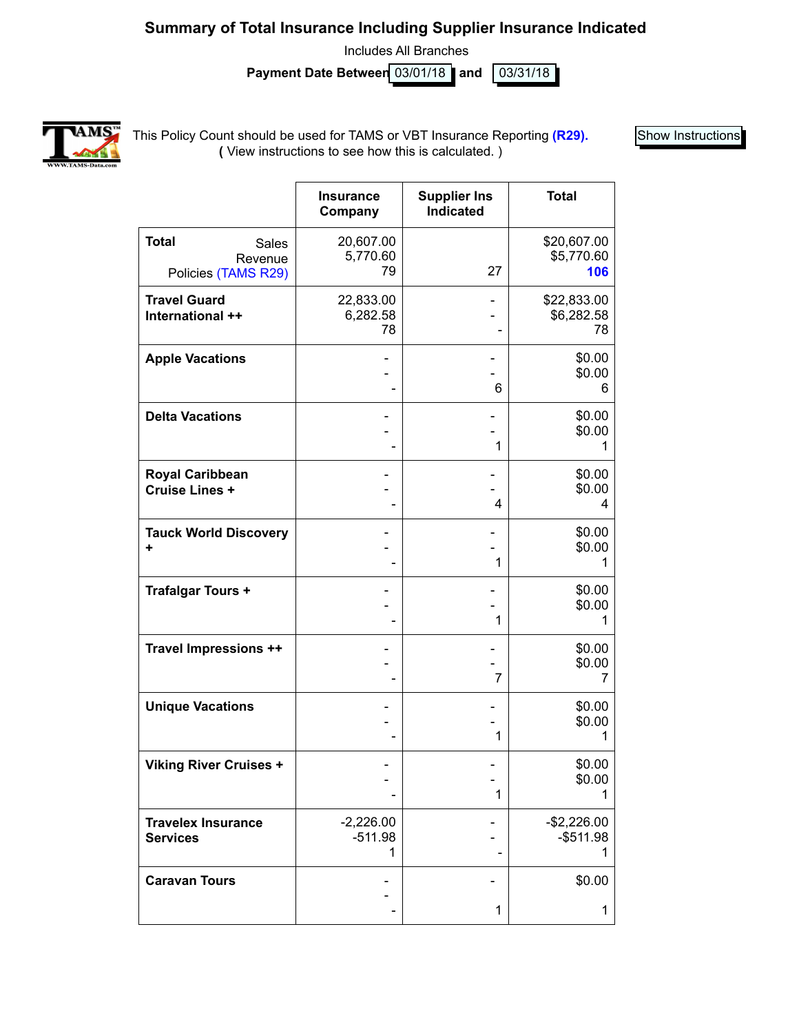# Summary of Total Insurance Including Supplier Insurance Indicated

Includes All Branches

**Payment Date Between** 03/01/18 **and** 03/31/18

This Policy Count should be used for TAMS or VBT Insurance Reporting **(R29).**
**(** View instructions to see how this is calculated. **)**

Show Instructions

| | Insurance Company | Supplier Ins Indicated | Total |
|---|---|---|---|
| **Total** Sales<br>Revenue<br>Policies (TAMS R29) | 20,607.00<br>5,770.60<br>79 | <br><br>27 | $20,607.00<br>$5,770.60<br>**106** |
| **Travel Guard International ++** | 22,833.00<br>6,282.58<br>78 | -<br>-<br>- | $22,833.00<br>$6,282.58<br>78 |
| **Apple Vacations** | -<br>-<br>- | -<br>-<br>6 | $0.00<br>$0.00<br>6 |
| **Delta Vacations** | -<br>-<br>- | -<br>-<br>1 | $0.00<br>$0.00<br>1 |
| **Royal Caribbean Cruise Lines +** | -<br>-<br>- | -<br>-<br>4 | $0.00<br>$0.00<br>4 |
| **Tauck World Discovery +** | -<br>-<br>- | -<br>-<br>1 | $0.00<br>$0.00<br>1 |
| **Trafalgar Tours +** | -<br>-<br>- | -<br>-<br>1 | $0.00<br>$0.00<br>1 |
| **Travel Impressions ++** | -<br>-<br>- | -<br>-<br>7 | $0.00<br>$0.00<br>7 |
| **Unique Vacations** | -<br>-<br>- | -<br>-<br>1 | $0.00<br>$0.00<br>1 |
| **Viking River Cruises +** | -<br>-<br>- | -<br>-<br>1 | $0.00<br>$0.00<br>1 |
| **Travelex Insurance Services** | -2,226.00<br>-511.98<br>1 | -<br>-<br>- | -$2,226.00<br>-$511.98<br>1 |
| **Caravan Tours** | -<br>-<br>- | -<br><br>1 | $0.00<br><br>1 |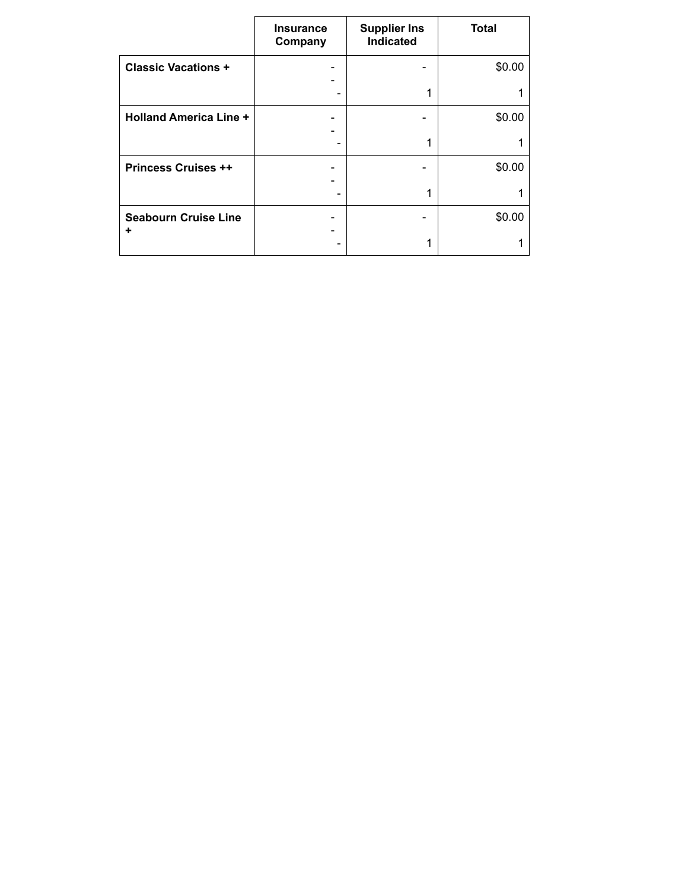| | Insurance Company | Supplier Ins Indicated | Total |
|---|---|---|---|
| **Classic Vacations +** | -<br>-<br>- | -<br><br>1 | $0.00<br><br>1 |
| **Holland America Line +** | -<br>-<br>- | -<br><br>1 | $0.00<br><br>1 |
| **Princess Cruises ++** | -<br>-<br>- | -<br><br>1 | $0.00<br><br>1 |
| **Seabourn Cruise Line +** | -<br>-<br>- | -<br><br>1 | $0.00<br><br>1 |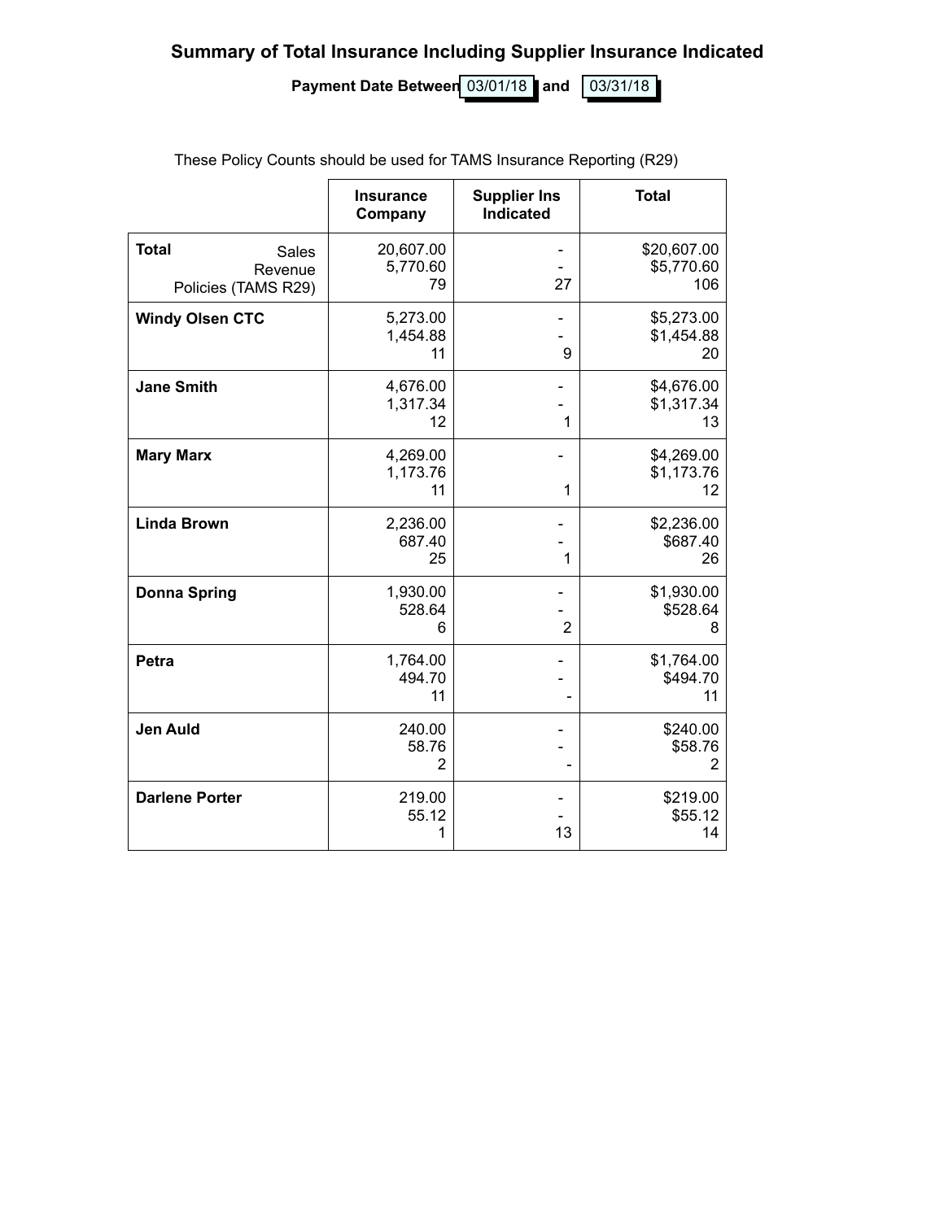## Summary of Total Insurance Including Supplier Insurance Indicated

**Payment Date Between** 03/01/18 **and** 03/31/18

These Policy Counts should be used for TAMS Insurance Reporting (R29)

| | Insurance Company | Supplier Ins Indicated | Total |
|---|---|---|---|
| **Total** Sales<br>Revenue<br>Policies (TAMS R29) | 20,607.00<br>5,770.60<br>79 | -<br>-<br>27 | $20,607.00<br>$5,770.60<br>106 |
| **Windy Olsen CTC** | 5,273.00<br>1,454.88<br>11 | -<br>-<br>9 | $5,273.00<br>$1,454.88<br>20 |
| **Jane Smith** | 4,676.00<br>1,317.34<br>12 | -<br>-<br>1 | $4,676.00<br>$1,317.34<br>13 |
| **Mary Marx** | 4,269.00<br>1,173.76<br>11 | -<br>1 | $4,269.00<br>$1,173.76<br>12 |
| **Linda Brown** | 2,236.00<br>687.40<br>25 | -<br>-<br>1 | $2,236.00<br>$687.40<br>26 |
| **Donna Spring** | 1,930.00<br>528.64<br>6 | -<br>-<br>2 | $1,930.00<br>$528.64<br>8 |
| **Petra** | 1,764.00<br>494.70<br>11 | -<br>-<br>- | $1,764.00<br>$494.70<br>11 |
| **Jen Auld** | 240.00<br>58.76<br>2 | -<br>-<br>- | $240.00<br>$58.76<br>2 |
| **Darlene Porter** | 219.00<br>55.12<br>1 | -<br>-<br>13 | $219.00<br>$55.12<br>14 |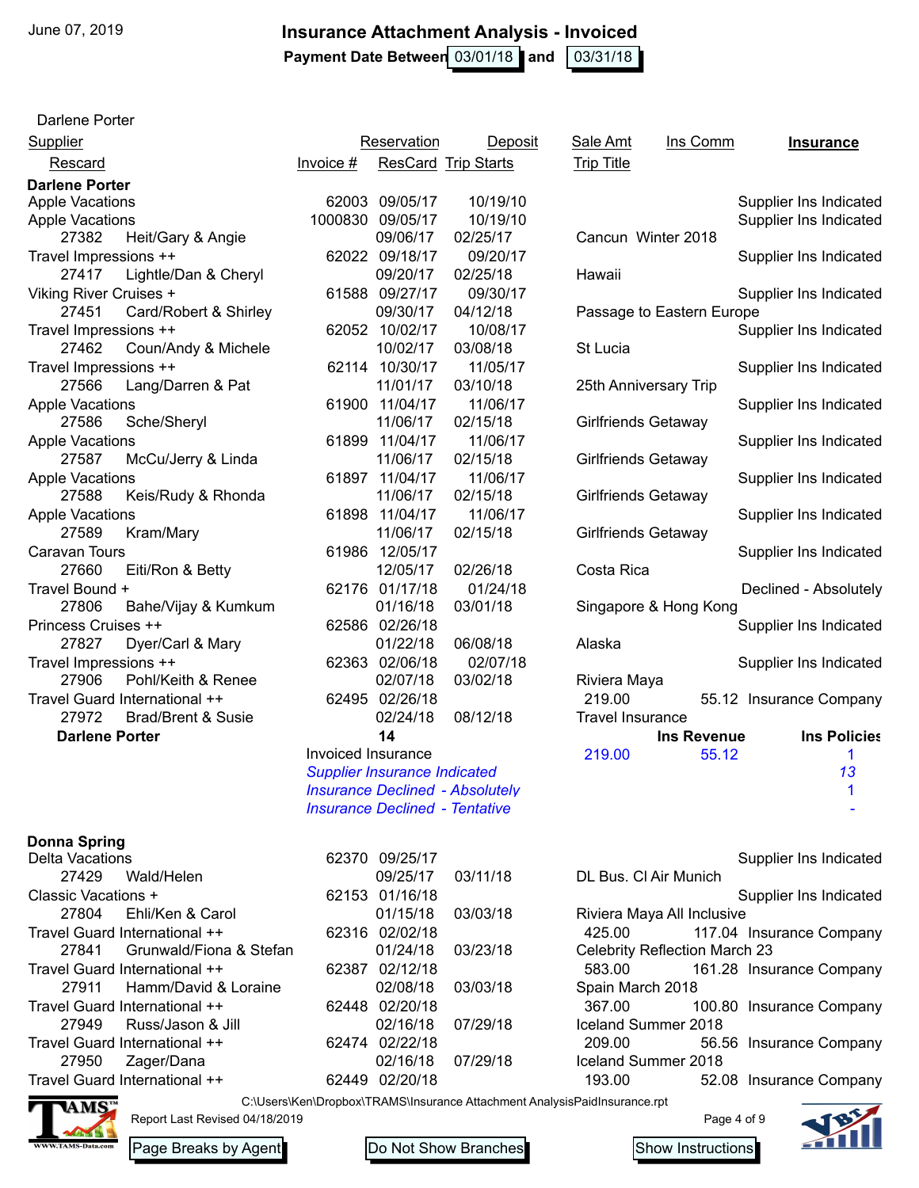June 07, 2019

# Insurance Attachment Analysis - Invoiced

**Payment Date Between** 03/01/18 **and** 03/31/18

Darlene Porter

| Supplier / Rescard | Invoice # | Reservation / ResCard | Deposit / Trip Starts | Sale Amt / Trip Title | Ins Comm | Insurance |
|---|---|---|---|---|---|---|
| **Darlene Porter** | | | | | | |
| Apple Vacations | 62003 | 09/05/17 | 10/19/10 | | | Supplier Ins Indicated |
| Apple Vacations | 1000830 | 09/05/17 | 10/19/10 | | | Supplier Ins Indicated |
| 27382 Heit/Gary & Angie | | 09/06/17 | 02/25/17 | Cancun Winter 2018 | | |
| Travel Impressions ++ | 62022 | 09/18/17 | 09/20/17 | | | Supplier Ins Indicated |
| 27417 Lightle/Dan & Cheryl | | 09/20/17 | 02/25/18 | Hawaii | | |
| Viking River Cruises + | 61588 | 09/27/17 | 09/30/17 | | | Supplier Ins Indicated |
| 27451 Card/Robert & Shirley | | 09/30/17 | 04/12/18 | Passage to Eastern Europe | | |
| Travel Impressions ++ | 62052 | 10/02/17 | 10/08/17 | | | Supplier Ins Indicated |
| 27462 Coun/Andy & Michele | | 10/02/17 | 03/08/18 | St Lucia | | |
| Travel Impressions ++ | 62114 | 10/30/17 | 11/05/17 | | | Supplier Ins Indicated |
| 27566 Lang/Darren & Pat | | 11/01/17 | 03/10/18 | 25th Anniversary Trip | | |
| Apple Vacations | 61900 | 11/04/17 | 11/06/17 | | | Supplier Ins Indicated |
| 27586 Sche/Sheryl | | 11/06/17 | 02/15/18 | Girlfriends Getaway | | |
| Apple Vacations | 61899 | 11/04/17 | 11/06/17 | | | Supplier Ins Indicated |
| 27587 McCu/Jerry & Linda | | 11/06/17 | 02/15/18 | Girlfriends Getaway | | |
| Apple Vacations | 61897 | 11/04/17 | 11/06/17 | | | Supplier Ins Indicated |
| 27588 Keis/Rudy & Rhonda | | 11/06/17 | 02/15/18 | Girlfriends Getaway | | |
| Apple Vacations | 61898 | 11/04/17 | 11/06/17 | | | Supplier Ins Indicated |
| 27589 Kram/Mary | | 11/06/17 | 02/15/18 | Girlfriends Getaway | | |
| Caravan Tours | 61986 | 12/05/17 | | | | Supplier Ins Indicated |
| 27660 Eiti/Ron & Betty | | 12/05/17 | 02/26/18 | Costa Rica | | |
| Travel Bound + | 62176 | 01/17/18 | 01/24/18 | | | Declined - Absolutely |
| 27806 Bahe/Vijay & Kumkum | | 01/16/18 | 03/01/18 | Singapore & Hong Kong | | |
| Princess Cruises ++ | 62586 | 02/26/18 | | | | Supplier Ins Indicated |
| 27827 Dyer/Carl & Mary | | 01/22/18 | 06/08/18 | Alaska | | |
| Travel Impressions ++ | 62363 | 02/06/18 | 02/07/18 | | | Supplier Ins Indicated |
| 27906 Pohl/Keith & Renee | | 02/07/18 | 03/02/18 | Riviera Maya | | |
| Travel Guard International ++ | 62495 | 02/26/18 | | 219.00 | 55.12 | Insurance Company |
| 27972 Brad/Brent & Susie | | 02/24/18 | 08/12/18 | Travel Insurance | | |

| **Darlene Porter** | **14** | | **Ins Revenue** | **Ins Policies** |
|---|---|---|---|---|
| | Invoiced Insurance | 219.00 | 55.12 | 1 |
| | *Supplier Insurance Indicated* | | | *13* |
| | *Insurance Declined - Absolutely* | | | 1 |
| | *Insurance Declined - Tentative* | | | - |

| Supplier / Rescard | Invoice # | Reservation / ResCard | Deposit / Trip Starts | Sale Amt / Trip Title | Ins Comm | Insurance |
|---|---|---|---|---|---|---|
| **Donna Spring** | | | | | | |
| Delta Vacations | 62370 | 09/25/17 | | | | Supplier Ins Indicated |
| 27429 Wald/Helen | | 09/25/17 | 03/11/18 | DL Bus. Cl Air Munich | | |
| Classic Vacations + | 62153 | 01/16/18 | | | | Supplier Ins Indicated |
| 27804 Ehli/Ken & Carol | | 01/15/18 | 03/03/18 | Riviera Maya All Inclusive | | |
| Travel Guard International ++ | 62316 | 02/02/18 | | 425.00 | 117.04 | Insurance Company |
| 27841 Grunwald/Fiona & Stefan | | 01/24/18 | 03/23/18 | Celebrity Reflection March 23 | | |
| Travel Guard International ++ | 62387 | 02/12/18 | | 583.00 | 161.28 | Insurance Company |
| 27911 Hamm/David & Loraine | | 02/08/18 | 03/03/18 | Spain March 2018 | | |
| Travel Guard International ++ | 62448 | 02/20/18 | | 367.00 | 100.80 | Insurance Company |
| 27949 Russ/Jason & Jill | | 02/16/18 | 07/29/18 | Iceland Summer 2018 | | |
| Travel Guard International ++ | 62474 | 02/22/18 | | 209.00 | 56.56 | Insurance Company |
| 27950 Zager/Dana | | 02/16/18 | 07/29/18 | Iceland Summer 2018 | | |
| Travel Guard International ++ | 62449 | 02/20/18 | | 193.00 | 52.08 | Insurance Company |

C:\Users\Ken\Dropbox\TRAMS\Insurance Attachment AnalysisPaidInsurance.rpt

Report Last Revised 04/18/2019

Page Breaks by Agent | Do Not Show Branches | Show Instructions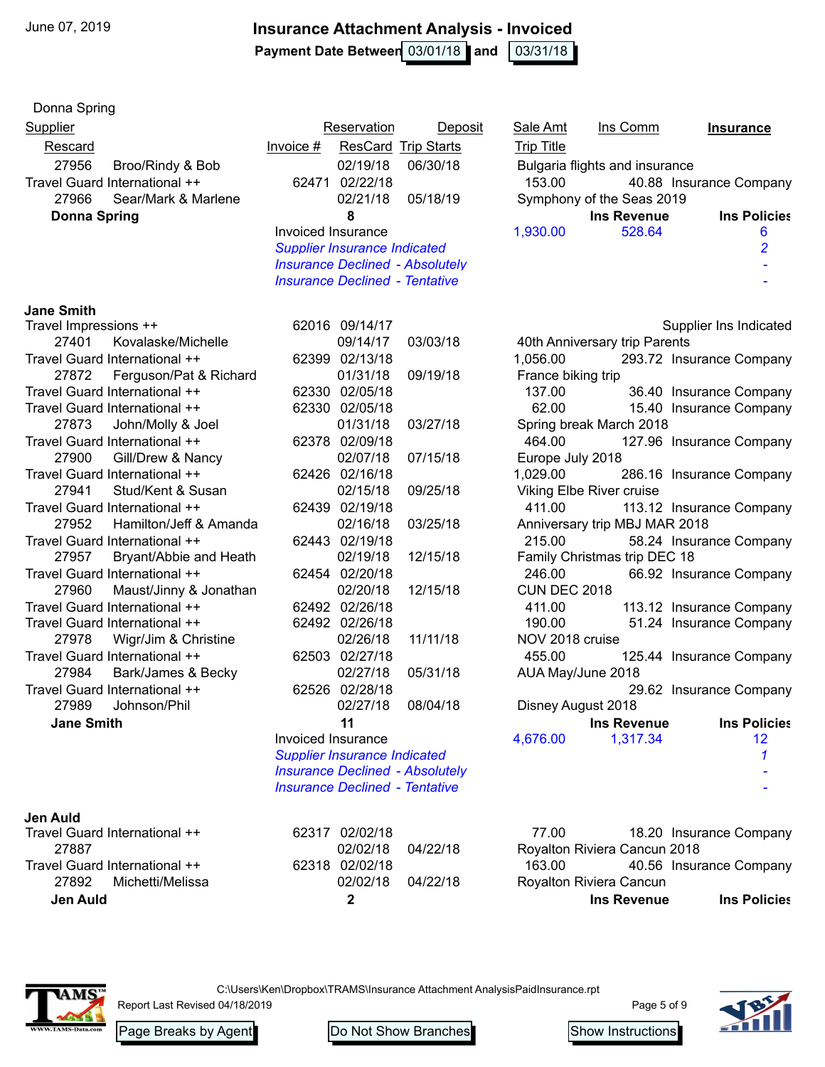June 07, 2019

# Insurance Attachment Analysis - Invoiced

**Payment Date Between** 03/01/18 **and** 03/31/18

Donna Spring

| Supplier / Rescard | Invoice # | Reservation / ResCard | Deposit / Trip Starts | Sale Amt / Trip Title | Ins Comm | Insurance |
|---|---|---|---|---|---|---|
| 27956 Broo/Rindy & Bob | | 02/19/18 | 06/30/18 | Bulgaria flights and insurance | | |
| Travel Guard International ++ | 62471 | 02/22/18 | | 153.00 | 40.88 | Insurance Company |
| 27966 Sear/Mark & Marlene | | 02/21/18 | 05/18/19 | Symphony of the Seas 2019 | | |
| **Donna Spring** | **8** | | | | **Ins Revenue** | **Ins Policies** |
| | Invoiced Insurance | | | 1,930.00 | 528.64 | 6 |
| | *Supplier Insurance Indicated* | | | | | *2* |
| | *Insurance Declined - Absolutely* | | | | | *-* |
| | *Insurance Declined - Tentative* | | | | | *-* |

**Jane Smith**

| Supplier / Rescard | Invoice # | Reservation / ResCard | Deposit / Trip Starts | Sale Amt / Trip Title | Ins Comm | Insurance |
|---|---|---|---|---|---|---|
| Travel Impressions ++ | 62016 | 09/14/17 | | | | Supplier Ins Indicated |
| 27401 Kovalaske/Michelle | | 09/14/17 | 03/03/18 | 40th Anniversary trip Parents | | |
| Travel Guard International ++ | 62399 | 02/13/18 | | 1,056.00 | 293.72 | Insurance Company |
| 27872 Ferguson/Pat & Richard | | 01/31/18 | 09/19/18 | France biking trip | | |
| Travel Guard International ++ | 62330 | 02/05/18 | | 137.00 | 36.40 | Insurance Company |
| Travel Guard International ++ | 62330 | 02/05/18 | | 62.00 | 15.40 | Insurance Company |
| 27873 John/Molly & Joel | | 01/31/18 | 03/27/18 | Spring break March 2018 | | |
| Travel Guard International ++ | 62378 | 02/09/18 | | 464.00 | 127.96 | Insurance Company |
| 27900 Gill/Drew & Nancy | | 02/07/18 | 07/15/18 | Europe July 2018 | | |
| Travel Guard International ++ | 62426 | 02/16/18 | | 1,029.00 | 286.16 | Insurance Company |
| 27941 Stud/Kent & Susan | | 02/15/18 | 09/25/18 | Viking Elbe River cruise | | |
| Travel Guard International ++ | 62439 | 02/19/18 | | 411.00 | 113.12 | Insurance Company |
| 27952 Hamilton/Jeff & Amanda | | 02/16/18 | 03/25/18 | Anniversary trip MBJ MAR 2018 | | |
| Travel Guard International ++ | 62443 | 02/19/18 | | 215.00 | 58.24 | Insurance Company |
| 27957 Bryant/Abbie and Heath | | 02/19/18 | 12/15/18 | Family Christmas trip DEC 18 | | |
| Travel Guard International ++ | 62454 | 02/20/18 | | 246.00 | 66.92 | Insurance Company |
| 27960 Maust/Jinny & Jonathan | | 02/20/18 | 12/15/18 | CUN DEC 2018 | | |
| Travel Guard International ++ | 62492 | 02/26/18 | | 411.00 | 113.12 | Insurance Company |
| Travel Guard International ++ | 62492 | 02/26/18 | | 190.00 | 51.24 | Insurance Company |
| 27978 Wigr/Jim & Christine | | 02/26/18 | 11/11/18 | NOV 2018 cruise | | |
| Travel Guard International ++ | 62503 | 02/27/18 | | 455.00 | 125.44 | Insurance Company |
| 27984 Bark/James & Becky | | 02/27/18 | 05/31/18 | AUA May/June 2018 | | |
| Travel Guard International ++ | 62526 | 02/28/18 | | | 29.62 | Insurance Company |
| 27989 Johnson/Phil | | 02/27/18 | 08/04/18 | Disney August 2018 | | |
| **Jane Smith** | **11** | | | | **Ins Revenue** | **Ins Policies** |
| | Invoiced Insurance | | | 4,676.00 | 1,317.34 | 12 |
| | *Supplier Insurance Indicated* | | | | | *1* |
| | *Insurance Declined - Absolutely* | | | | | *-* |
| | *Insurance Declined - Tentative* | | | | | *-* |

**Jen Auld**

| Supplier / Rescard | Invoice # | Reservation / ResCard | Deposit / Trip Starts | Sale Amt / Trip Title | Ins Comm | Insurance |
|---|---|---|---|---|---|---|
| Travel Guard International ++ | 62317 | 02/02/18 | | 77.00 | 18.20 | Insurance Company |
| 27887 | | 02/02/18 | 04/22/18 | Royalton Riviera Cancun 2018 | | |
| Travel Guard International ++ | 62318 | 02/02/18 | | 163.00 | 40.56 | Insurance Company |
| 27892 Michetti/Melissa | | 02/02/18 | 04/22/18 | Royalton Riviera Cancun | | |
| **Jen Auld** | **2** | | | | **Ins Revenue** | **Ins Policies** |

C:\Users\Ken\Dropbox\TRAMS\Insurance Attachment AnalysisPaidInsurance.rpt

Report Last Revised 04/18/2019

Page Breaks by Agent | Do Not Show Branches | Show Instructions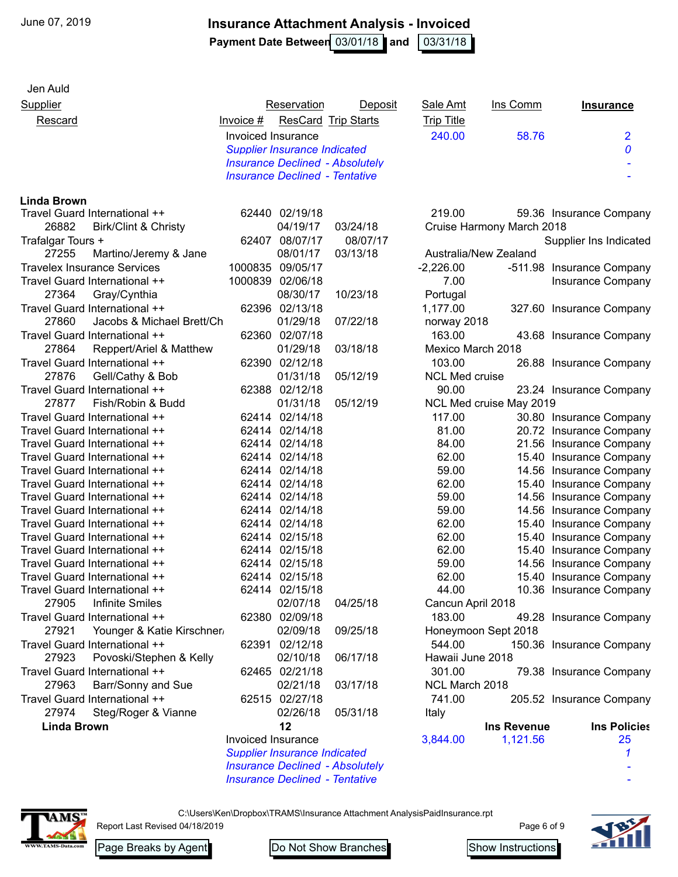June 07, 2019

# Insurance Attachment Analysis - Invoiced

**Payment Date Between** 03/01/18 **and** 03/31/18

Jen Auld

| Supplier | | Invoice # | Reservation | Deposit | Sale Amt | Ins Comm | **Insurance** |
|---|---|---|---|---|---|---|---|
| Rescard | | | ResCard | Trip Starts | Trip Title | | |
| | | Invoiced Insurance | | | 240.00 | 58.76 | 2 |
| | | *Supplier Insurance Indicated* | | | | | *0* |
| | | *Insurance Declined - Absolutely* | | | | | - |
| | | *Insurance Declined - Tentative* | | | | | - |

**Linda Brown**

| Supplier | | Invoice # | Reservation | Deposit | Sale Amt | Ins Comm | Insurance |
|---|---|---|---|---|---|---|---|
| Travel Guard International ++ | | 62440 | 02/19/18 | | 219.00 | 59.36 | Insurance Company |
| 26882 | Birk/Clint & Christy | | 04/19/17 | 03/24/18 | Cruise Harmony March 2018 | | |
| Trafalgar Tours + | | 62407 | 08/07/17 | 08/07/17 | | | Supplier Ins Indicated |
| 27255 | Martino/Jeremy & Jane | | 08/01/17 | 03/13/18 | Australia/New Zealand | | |
| Travelex Insurance Services | | 1000835 | 09/05/17 | | -2,226.00 | -511.98 | Insurance Company |
| Travel Guard International ++ | | 1000839 | 02/06/18 | | 7.00 | | Insurance Company |
| 27364 | Gray/Cynthia | | 08/30/17 | 10/23/18 | Portugal | | |
| Travel Guard International ++ | | 62396 | 02/13/18 | | 1,177.00 | 327.60 | Insurance Company |
| 27860 | Jacobs & Michael Brett/Ch | | 01/29/18 | 07/22/18 | norway 2018 | | |
| Travel Guard International ++ | | 62360 | 02/07/18 | | 163.00 | 43.68 | Insurance Company |
| 27864 | Reppert/Ariel & Matthew | | 01/29/18 | 03/18/18 | Mexico March 2018 | | |
| Travel Guard International ++ | | 62390 | 02/12/18 | | 103.00 | 26.88 | Insurance Company |
| 27876 | Gell/Cathy & Bob | | 01/31/18 | 05/12/19 | NCL Med cruise | | |
| Travel Guard International ++ | | 62388 | 02/12/18 | | 90.00 | 23.24 | Insurance Company |
| 27877 | Fish/Robin & Budd | | 01/31/18 | 05/12/19 | NCL Med cruise May 2019 | | |
| Travel Guard International ++ | | 62414 | 02/14/18 | | 117.00 | 30.80 | Insurance Company |
| Travel Guard International ++ | | 62414 | 02/14/18 | | 81.00 | 20.72 | Insurance Company |
| Travel Guard International ++ | | 62414 | 02/14/18 | | 84.00 | 21.56 | Insurance Company |
| Travel Guard International ++ | | 62414 | 02/14/18 | | 62.00 | 15.40 | Insurance Company |
| Travel Guard International ++ | | 62414 | 02/14/18 | | 59.00 | 14.56 | Insurance Company |
| Travel Guard International ++ | | 62414 | 02/14/18 | | 62.00 | 15.40 | Insurance Company |
| Travel Guard International ++ | | 62414 | 02/14/18 | | 59.00 | 14.56 | Insurance Company |
| Travel Guard International ++ | | 62414 | 02/14/18 | | 59.00 | 14.56 | Insurance Company |
| Travel Guard International ++ | | 62414 | 02/14/18 | | 62.00 | 15.40 | Insurance Company |
| Travel Guard International ++ | | 62414 | 02/15/18 | | 62.00 | 15.40 | Insurance Company |
| Travel Guard International ++ | | 62414 | 02/15/18 | | 62.00 | 15.40 | Insurance Company |
| Travel Guard International ++ | | 62414 | 02/15/18 | | 59.00 | 14.56 | Insurance Company |
| Travel Guard International ++ | | 62414 | 02/15/18 | | 62.00 | 15.40 | Insurance Company |
| Travel Guard International ++ | | 62414 | 02/15/18 | | 44.00 | 10.36 | Insurance Company |
| 27905 | Infinite Smiles | | 02/07/18 | 04/25/18 | Cancun April 2018 | | |
| Travel Guard International ++ | | 62380 | 02/09/18 | | 183.00 | 49.28 | Insurance Company |
| 27921 | Younger & Katie Kirschner/ | | 02/09/18 | 09/25/18 | Honeymoon Sept 2018 | | |
| Travel Guard International ++ | | 62391 | 02/12/18 | | 544.00 | 150.36 | Insurance Company |
| 27923 | Povoski/Stephen & Kelly | | 02/10/18 | 06/17/18 | Hawaii June 2018 | | |
| Travel Guard International ++ | | 62465 | 02/21/18 | | 301.00 | 79.38 | Insurance Company |
| 27963 | Barr/Sonny and Sue | | 02/21/18 | 03/17/18 | NCL March 2018 | | |
| Travel Guard International ++ | | 62515 | 02/27/18 | | 741.00 | 205.52 | Insurance Company |
| 27974 | Steg/Roger & Vianne | | 02/26/18 | 05/31/18 | Italy | | |
| **Linda Brown** | | | **12** | | | **Ins Revenue** | **Ins Policies** |
| | | Invoiced Insurance | | | 3,844.00 | 1,121.56 | 25 |
| | | *Supplier Insurance Indicated* | | | | | *1* |
| | | *Insurance Declined - Absolutely* | | | | | - |
| | | *Insurance Declined - Tentative* | | | | | - |

C:\Users\Ken\Dropbox\TRAMS\Insurance Attachment AnalysisPaidInsurance.rpt

Report Last Revised 04/18/2019

Page Breaks by Agent | Do Not Show Branches | Show Instructions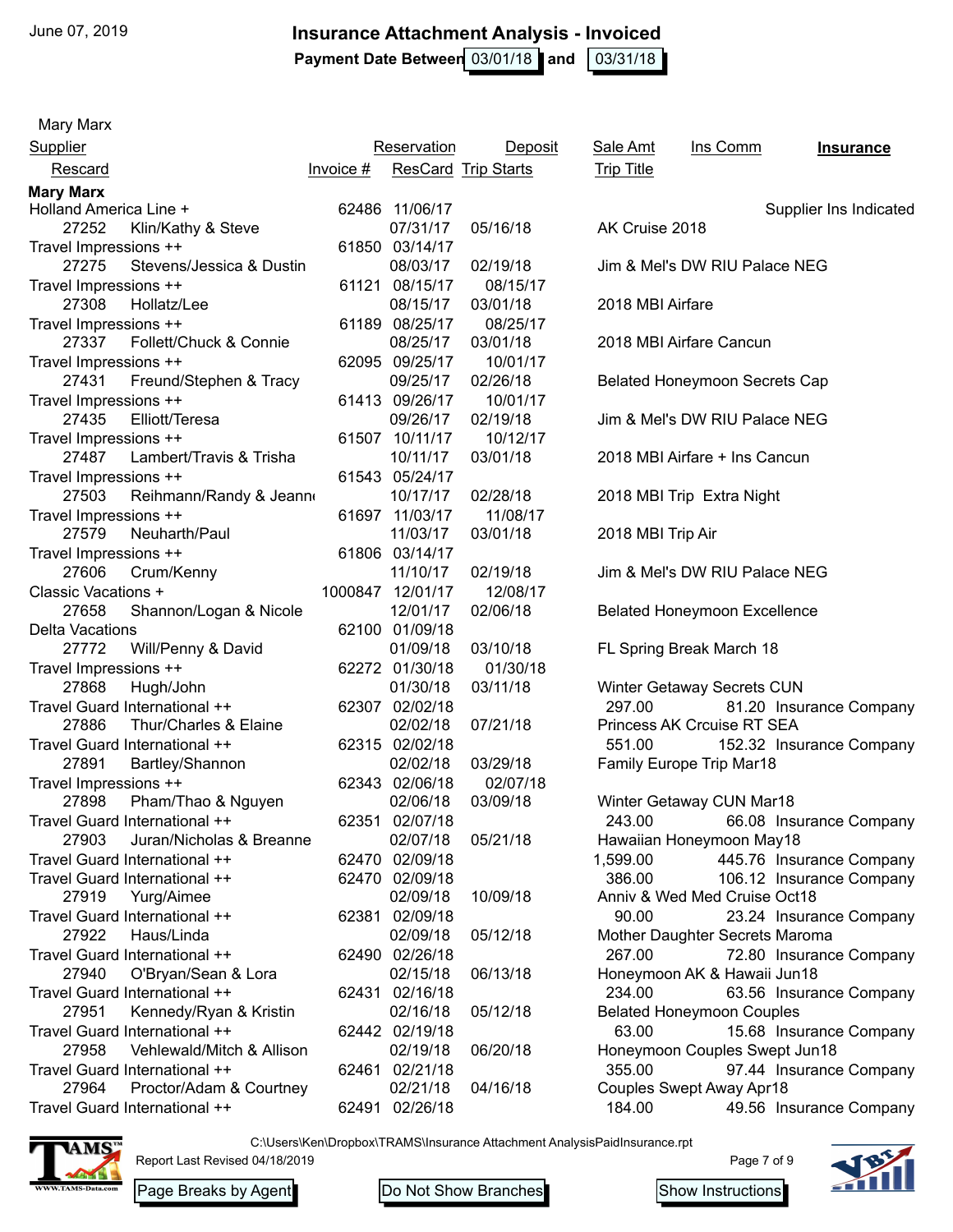June 07, 2019

# Insurance Attachment Analysis - Invoiced

**Payment Date Between** 03/01/18 **and** 03/31/18

Mary Marx

| Supplier / Rescard | Invoice # | Reservation / ResCard | Deposit / Trip Starts | Sale Amt / Trip Title | Ins Comm | **Insurance** |
|---|---|---|---|---|---|---|
| **Mary Marx** | | | | | | |
| Holland America Line + | 62486 | 11/06/17 | | | | Supplier Ins Indicated |
| 27252 Klin/Kathy & Steve | | 07/31/17 | 05/16/18 | AK Cruise 2018 | | |
| Travel Impressions ++ | 61850 | 03/14/17 | | | | |
| 27275 Stevens/Jessica & Dustin | | 08/03/17 | 02/19/18 | Jim & Mel's DW RIU Palace NEG | | |
| Travel Impressions ++ | 61121 | 08/15/17 | 08/15/17 | | | |
| 27308 Hollatz/Lee | | 08/15/17 | 03/01/18 | 2018 MBI Airfare | | |
| Travel Impressions ++ | 61189 | 08/25/17 | 08/25/17 | | | |
| 27337 Follett/Chuck & Connie | | 08/25/17 | 03/01/18 | 2018 MBI Airfare Cancun | | |
| Travel Impressions ++ | 62095 | 09/25/17 | 10/01/17 | | | |
| 27431 Freund/Stephen & Tracy | | 09/25/17 | 02/26/18 | Belated Honeymoon Secrets Cap | | |
| Travel Impressions ++ | 61413 | 09/26/17 | 10/01/17 | | | |
| 27435 Elliott/Teresa | | 09/26/17 | 02/19/18 | Jim & Mel's DW RIU Palace NEG | | |
| Travel Impressions ++ | 61507 | 10/11/17 | 10/12/17 | | | |
| 27487 Lambert/Travis & Trisha | | 10/11/17 | 03/01/18 | 2018 MBI Airfare + Ins Cancun | | |
| Travel Impressions ++ | 61543 | 05/24/17 | | | | |
| 27503 Reihmann/Randy & Jeann | | 10/17/17 | 02/28/18 | 2018 MBI Trip Extra Night | | |
| Travel Impressions ++ | 61697 | 11/03/17 | 11/08/17 | | | |
| 27579 Neuharth/Paul | | 11/03/17 | 03/01/18 | 2018 MBI Trip Air | | |
| Travel Impressions ++ | 61806 | 03/14/17 | | | | |
| 27606 Crum/Kenny | | 11/10/17 | 02/19/18 | Jim & Mel's DW RIU Palace NEG | | |
| Classic Vacations + | 1000847 | 12/01/17 | 12/08/17 | | | |
| 27658 Shannon/Logan & Nicole | | 12/01/17 | 02/06/18 | Belated Honeymoon Excellence | | |
| Delta Vacations | 62100 | 01/09/18 | | | | |
| 27772 Will/Penny & David | | 01/09/18 | 03/10/18 | FL Spring Break March 18 | | |
| Travel Impressions ++ | 62272 | 01/30/18 | 01/30/18 | | | |
| 27868 Hugh/John | | 01/30/18 | 03/11/18 | Winter Getaway Secrets CUN | | |
| Travel Guard International ++ | 62307 | 02/02/18 | | 297.00 | 81.20 | Insurance Company |
| 27886 Thur/Charles & Elaine | | 02/02/18 | 07/21/18 | Princess AK Crcuise RT SEA | | |
| Travel Guard International ++ | 62315 | 02/02/18 | | 551.00 | 152.32 | Insurance Company |
| 27891 Bartley/Shannon | | 02/02/18 | 03/29/18 | Family Europe Trip Mar18 | | |
| Travel Impressions ++ | 62343 | 02/06/18 | 02/07/18 | | | |
| 27898 Pham/Thao & Nguyen | | 02/06/18 | 03/09/18 | Winter Getaway CUN Mar18 | | |
| Travel Guard International ++ | 62351 | 02/07/18 | | 243.00 | 66.08 | Insurance Company |
| 27903 Juran/Nicholas & Breanne | | 02/07/18 | 05/21/18 | Hawaiian Honeymoon May18 | | |
| Travel Guard International ++ | 62470 | 02/09/18 | | 1,599.00 | 445.76 | Insurance Company |
| Travel Guard International ++ | 62470 | 02/09/18 | | 386.00 | 106.12 | Insurance Company |
| 27919 Yurg/Aimee | | 02/09/18 | 10/09/18 | Anniv & Wed Med Cruise Oct18 | | |
| Travel Guard International ++ | 62381 | 02/09/18 | | 90.00 | 23.24 | Insurance Company |
| 27922 Haus/Linda | | 02/09/18 | 05/12/18 | Mother Daughter Secrets Maroma | | |
| Travel Guard International ++ | 62490 | 02/26/18 | | 267.00 | 72.80 | Insurance Company |
| 27940 O'Bryan/Sean & Lora | | 02/15/18 | 06/13/18 | Honeymoon AK & Hawaii Jun18 | | |
| Travel Guard International ++ | 62431 | 02/16/18 | | 234.00 | 63.56 | Insurance Company |
| 27951 Kennedy/Ryan & Kristin | | 02/16/18 | 05/12/18 | Belated Honeymoon Couples | | |
| Travel Guard International ++ | 62442 | 02/19/18 | | 63.00 | 15.68 | Insurance Company |
| 27958 Vehlewald/Mitch & Allison | | 02/19/18 | 06/20/18 | Honeymoon Couples Swept Jun18 | | |
| Travel Guard International ++ | 62461 | 02/21/18 | | 355.00 | 97.44 | Insurance Company |
| 27964 Proctor/Adam & Courtney | | 02/21/18 | 04/16/18 | Couples Swept Away Apr18 | | |
| Travel Guard International ++ | 62491 | 02/26/18 | | 184.00 | 49.56 | Insurance Company |

C:\Users\Ken\Dropbox\TRAMS\Insurance Attachment AnalysisPaidInsurance.rpt

Report Last Revised 04/18/2019

Page Breaks by Agent | Do Not Show Branches | Show Instructions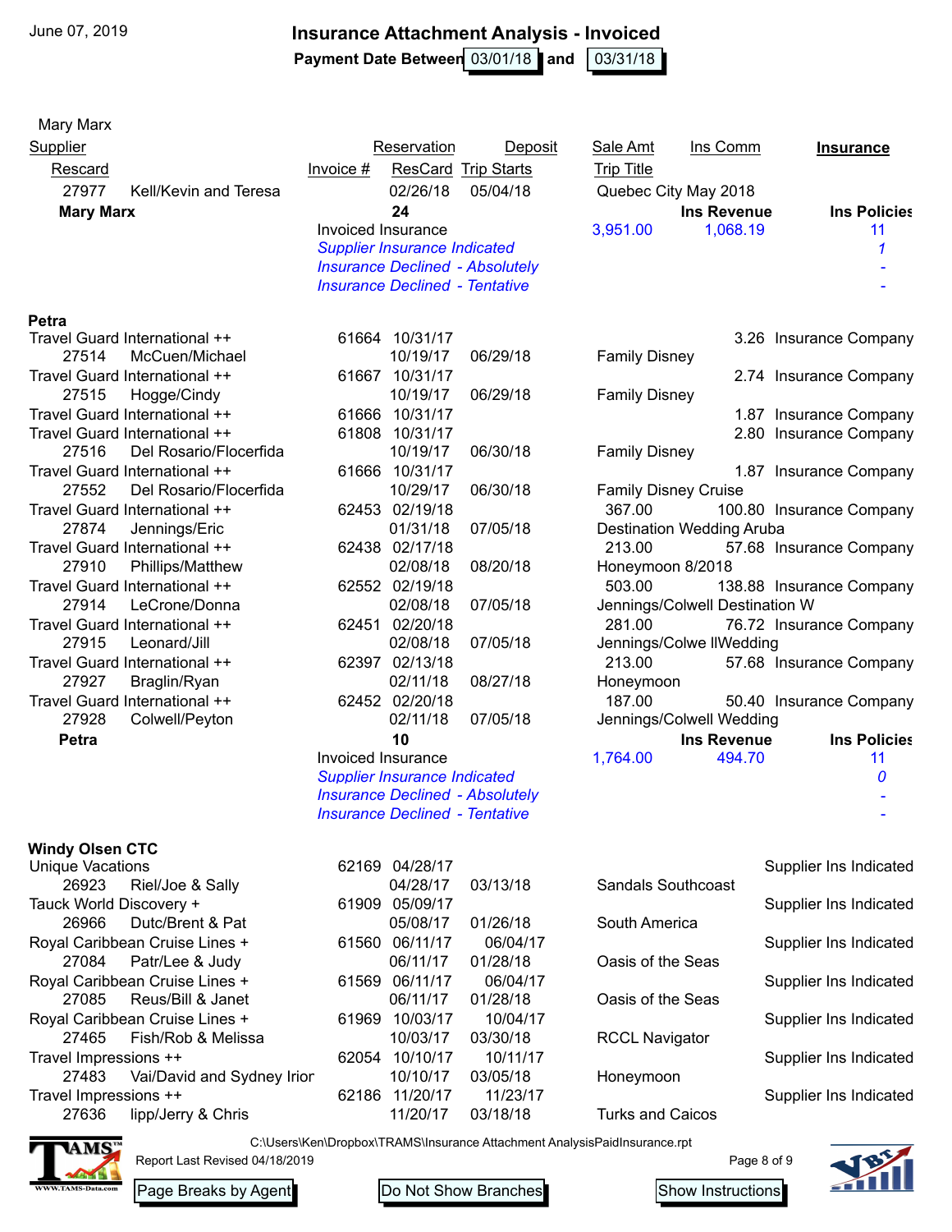June 07, 2019

# Insurance Attachment Analysis - Invoiced

**Payment Date Between** 03/01/18 **and** 03/31/18

Mary Marx

| Supplier / Rescard | Invoice # | Reservation / ResCard | Deposit / Trip Starts | Sale Amt / Trip Title | Ins Comm | Insurance |
|---|---|---|---|---|---|---|
| 27977 Kell/Kevin and Teresa | | 02/26/18 | 05/04/18 | Quebec City May 2018 | | |
| **Mary Marx** | | **24** | | | **Ins Revenue** | **Ins Policies** |
| | Invoiced Insurance | | | 3,951.00 | 1,068.19 | 11 |
| | *Supplier Insurance Indicated* | | | | | *1* |
| | *Insurance Declined - Absolutely* | | | | | - |
| | *Insurance Declined - Tentative* | | | | | - |

**Petra**

| Supplier / Rescard | Invoice # | Reservation / ResCard | Deposit / Trip Starts | Sale Amt / Trip Title | Ins Comm | Insurance |
|---|---|---|---|---|---|---|
| Travel Guard International ++ | 61664 | 10/31/17 | | | 3.26 | Insurance Company |
| 27514 McCuen/Michael | | 10/19/17 | 06/29/18 | Family Disney | | |
| Travel Guard International ++ | 61667 | 10/31/17 | | | 2.74 | Insurance Company |
| 27515 Hogge/Cindy | | 10/19/17 | 06/29/18 | Family Disney | | |
| Travel Guard International ++ | 61666 | 10/31/17 | | | 1.87 | Insurance Company |
| Travel Guard International ++ | 61808 | 10/31/17 | | | 2.80 | Insurance Company |
| 27516 Del Rosario/Flocerfida | | 10/19/17 | 06/30/18 | Family Disney | | |
| Travel Guard International ++ | 61666 | 10/31/17 | | | 1.87 | Insurance Company |
| 27552 Del Rosario/Flocerfida | | 10/29/17 | 06/30/18 | Family Disney Cruise | | |
| Travel Guard International ++ | 62453 | 02/19/18 | | 367.00 | 100.80 | Insurance Company |
| 27874 Jennings/Eric | | 01/31/18 | 07/05/18 | Destination Wedding Aruba | | |
| Travel Guard International ++ | 62438 | 02/17/18 | | 213.00 | 57.68 | Insurance Company |
| 27910 Phillips/Matthew | | 02/08/18 | 08/20/18 | Honeymoon 8/2018 | | |
| Travel Guard International ++ | 62552 | 02/19/18 | | 503.00 | 138.88 | Insurance Company |
| 27914 LeCrone/Donna | | 02/08/18 | 07/05/18 | Jennings/Colwell Destination W | | |
| Travel Guard International ++ | 62451 | 02/20/18 | | 281.00 | 76.72 | Insurance Company |
| 27915 Leonard/Jill | | 02/08/18 | 07/05/18 | Jennings/Colwe llWedding | | |
| Travel Guard International ++ | 62397 | 02/13/18 | | 213.00 | 57.68 | Insurance Company |
| 27927 Braglin/Ryan | | 02/11/18 | 08/27/18 | Honeymoon | | |
| Travel Guard International ++ | 62452 | 02/20/18 | | 187.00 | 50.40 | Insurance Company |
| 27928 Colwell/Peyton | | 02/11/18 | 07/05/18 | Jennings/Colwell Wedding | | |
| **Petra** | | **10** | | | **Ins Revenue** | **Ins Policies** |
| | Invoiced Insurance | | | 1,764.00 | 494.70 | 11 |
| | *Supplier Insurance Indicated* | | | | | *0* |
| | *Insurance Declined - Absolutely* | | | | | - |
| | *Insurance Declined - Tentative* | | | | | - |

**Windy Olsen CTC**

| Supplier / Rescard | Invoice # | Reservation / ResCard | Deposit / Trip Starts | Sale Amt / Trip Title | Ins Comm | Insurance |
|---|---|---|---|---|---|---|
| Unique Vacations | 62169 | 04/28/17 | | | | Supplier Ins Indicated |
| 26923 Riel/Joe & Sally | | 04/28/17 | 03/13/18 | Sandals Southcoast | | |
| Tauck World Discovery + | 61909 | 05/09/17 | | | | Supplier Ins Indicated |
| 26966 Dutc/Brent & Pat | | 05/08/17 | 01/26/18 | South America | | |
| Royal Caribbean Cruise Lines + | 61560 | 06/11/17 | 06/04/17 | | | Supplier Ins Indicated |
| 27084 Patr/Lee & Judy | | 06/11/17 | 01/28/18 | Oasis of the Seas | | |
| Royal Caribbean Cruise Lines + | 61569 | 06/11/17 | 06/04/17 | | | Supplier Ins Indicated |
| 27085 Reus/Bill & Janet | | 06/11/17 | 01/28/18 | Oasis of the Seas | | |
| Royal Caribbean Cruise Lines + | 61969 | 10/03/17 | 10/04/17 | | | Supplier Ins Indicated |
| 27465 Fish/Rob & Melissa | | 10/03/17 | 03/30/18 | RCCL Navigator | | |
| Travel Impressions ++ | 62054 | 10/10/17 | 10/11/17 | | | Supplier Ins Indicated |
| 27483 Vai/David and Sydney Irior | | 10/10/17 | 03/05/18 | Honeymoon | | |
| Travel Impressions ++ | 62186 | 11/20/17 | 11/23/17 | | | Supplier Ins Indicated |
| 27636 lipp/Jerry & Chris | | 11/20/17 | 03/18/18 | Turks and Caicos | | |

C:\Users\Ken\Dropbox\TRAMS\Insurance Attachment AnalysisPaidInsurance.rpt

Report Last Revised 04/18/2019

Page Breaks by Agent | Do Not Show Branches | Show Instructions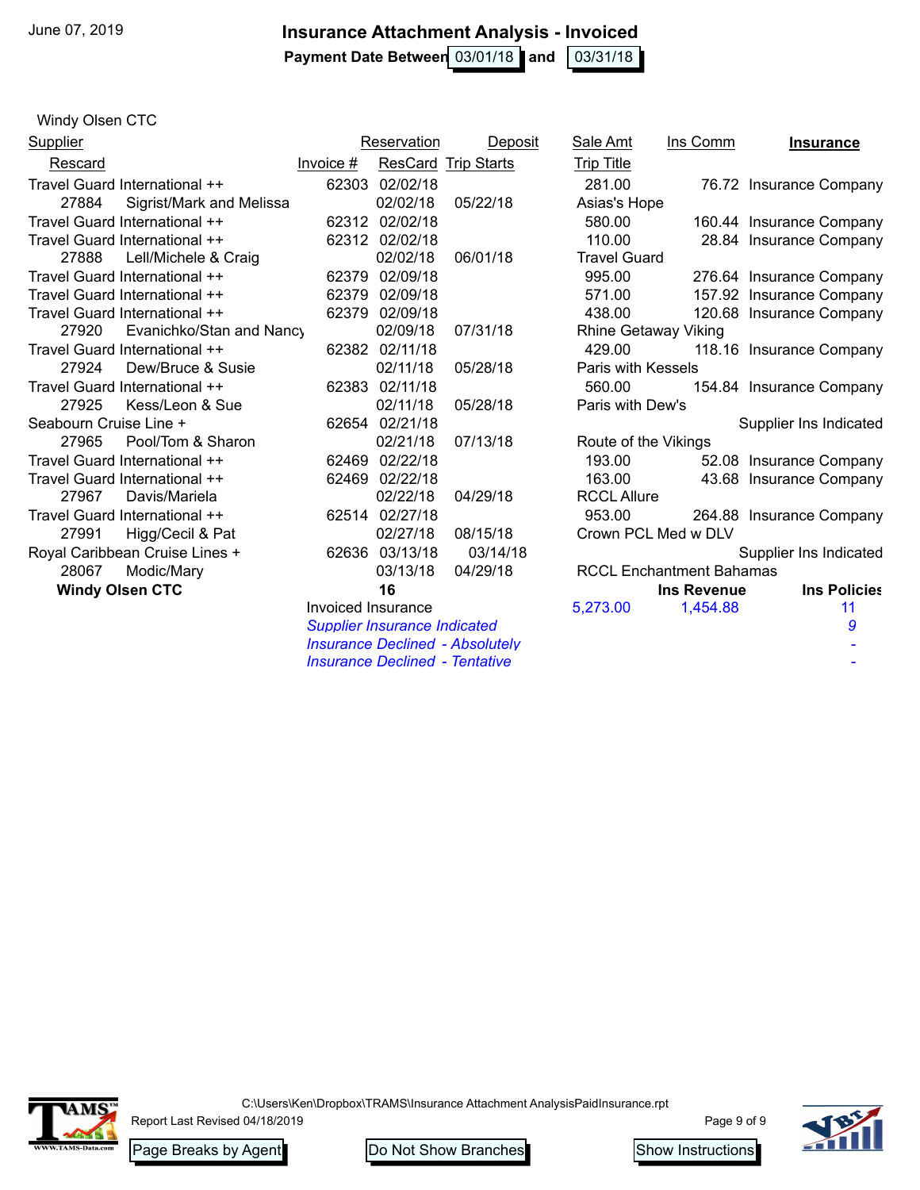June 07, 2019

# Insurance Attachment Analysis - Invoiced

**Payment Date Between** 03/01/18 **and** 03/31/18

Windy Olsen CTC

| Supplier / Rescard | Invoice # | Reservation / ResCard | Deposit / Trip Starts | Sale Amt / Trip Title | Ins Comm | Insurance |
|---|---|---|---|---|---|---|
| Travel Guard International ++ | 62303 | 02/02/18 | | 281.00 | 76.72 | Insurance Company |
| 27884 Sigrist/Mark and Melissa | | 02/02/18 | 05/22/18 | Asias's Hope | | |
| Travel Guard International ++ | 62312 | 02/02/18 | | 580.00 | 160.44 | Insurance Company |
| Travel Guard International ++ | 62312 | 02/02/18 | | 110.00 | 28.84 | Insurance Company |
| 27888 Lell/Michele & Craig | | 02/02/18 | 06/01/18 | Travel Guard | | |
| Travel Guard International ++ | 62379 | 02/09/18 | | 995.00 | 276.64 | Insurance Company |
| Travel Guard International ++ | 62379 | 02/09/18 | | 571.00 | 157.92 | Insurance Company |
| Travel Guard International ++ | 62379 | 02/09/18 | | 438.00 | 120.68 | Insurance Company |
| 27920 Evanichko/Stan and Nancy | | 02/09/18 | 07/31/18 | Rhine Getaway Viking | | |
| Travel Guard International ++ | 62382 | 02/11/18 | | 429.00 | 118.16 | Insurance Company |
| 27924 Dew/Bruce & Susie | | 02/11/18 | 05/28/18 | Paris with Kessels | | |
| Travel Guard International ++ | 62383 | 02/11/18 | | 560.00 | 154.84 | Insurance Company |
| 27925 Kess/Leon & Sue | | 02/11/18 | 05/28/18 | Paris with Dew's | | |
| Seabourn Cruise Line + | 62654 | 02/21/18 | | | | Supplier Ins Indicated |
| 27965 Pool/Tom & Sharon | | 02/21/18 | 07/13/18 | Route of the Vikings | | |
| Travel Guard International ++ | 62469 | 02/22/18 | | 193.00 | 52.08 | Insurance Company |
| Travel Guard International ++ | 62469 | 02/22/18 | | 163.00 | 43.68 | Insurance Company |
| 27967 Davis/Mariela | | 02/22/18 | 04/29/18 | RCCL Allure | | |
| Travel Guard International ++ | 62514 | 02/27/18 | | 953.00 | 264.88 | Insurance Company |
| 27991 Higg/Cecil & Pat | | 02/27/18 | 08/15/18 | Crown PCL Med w DLV | | |
| Royal Caribbean Cruise Lines + | 62636 | 03/13/18 | 03/14/18 | | | Supplier Ins Indicated |
| 28067 Modic/Mary | | 03/13/18 | 04/29/18 | RCCL Enchantment Bahamas | | |
| **Windy Olsen CTC** | **16** | | | | **Ins Revenue** | **Ins Policies** |
| | Invoiced Insurance | | | 5,273.00 | 1,454.88 | 11 |
| | *Supplier Insurance Indicated* | | | | | 9 |
| | *Insurance Declined - Absolutely* | | | | | - |
| | *Insurance Declined - Tentative* | | | | | - |

C:\Users\Ken\Dropbox\TRAMS\Insurance Attachment AnalysisPaidInsurance.rpt

Report Last Revised 04/18/2019

Page Breaks by Agent | Do Not Show Branches | Show Instructions